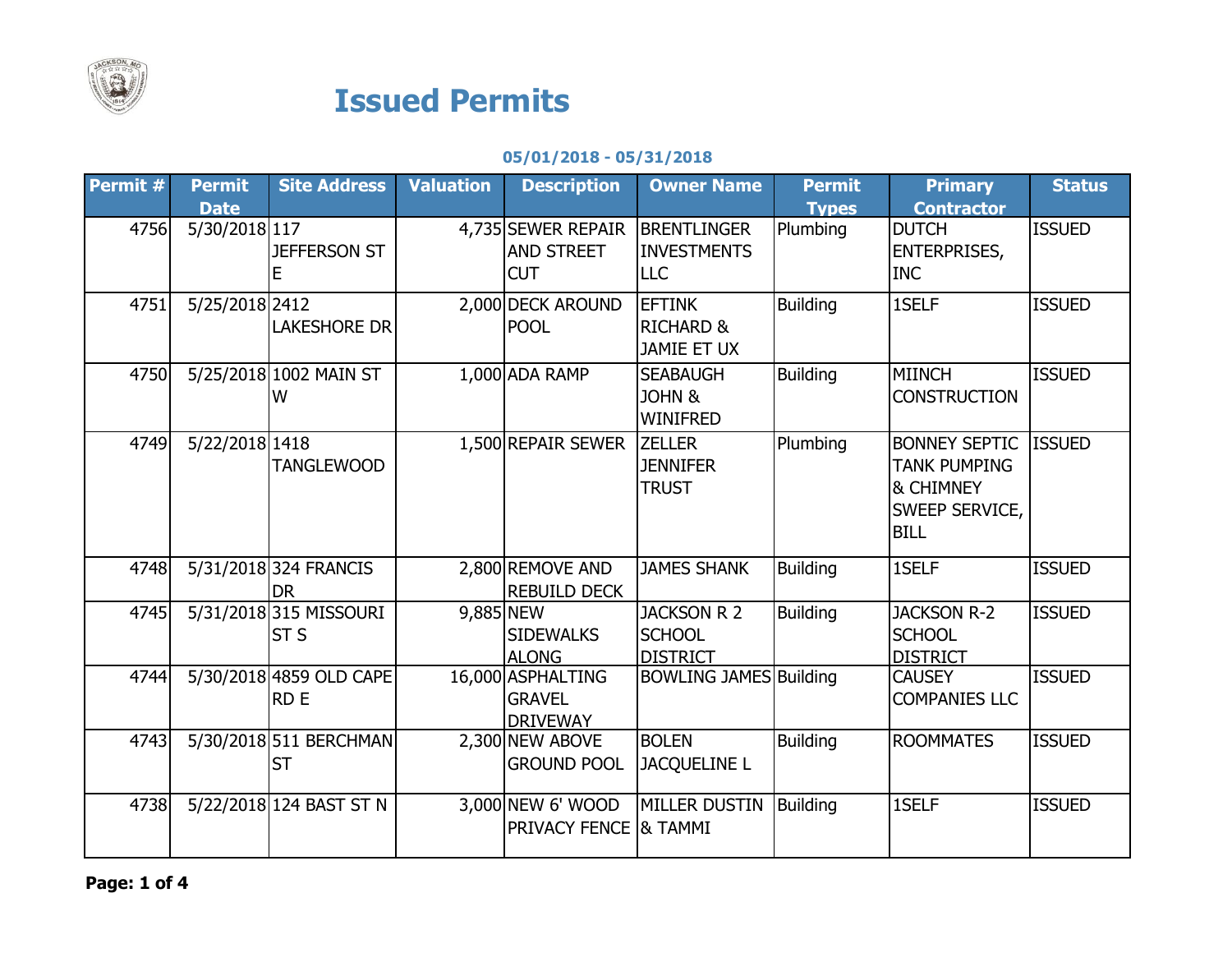# Issued Permits

**05/01/2018 - 05/31/2018**

| Permit # | Permit Date | Site Address | Valuation | Description | Owner Name | Permit Types | Primary Contractor | Status |
|---|---|---|---|---|---|---|---|---|
| 4756 | 5/30/2018 | 117 JEFFERSON ST E | 4,735 | SEWER REPAIR AND STREET CUT | BRENTLINGER INVESTMENTS LLC | Plumbing | DUTCH ENTERPRISES, INC | ISSUED |
| 4751 | 5/25/2018 | 2412 LAKESHORE DR | 2,000 | DECK AROUND POOL | EFTINK RICHARD & JAMIE ET UX | Building | 1SELF | ISSUED |
| 4750 | 5/25/2018 | 1002 MAIN ST W | 1,000 | ADA RAMP | SEABAUGH JOHN & WINIFRED | Building | MIINCH CONSTRUCTION | ISSUED |
| 4749 | 5/22/2018 | 1418 TANGLEWOOD | 1,500 | REPAIR SEWER | ZELLER JENNIFER TRUST | Plumbing | BONNEY SEPTIC TANK PUMPING & CHIMNEY SWEEP SERVICE, BILL | ISSUED |
| 4748 | 5/31/2018 | 324 FRANCIS DR | 2,800 | REMOVE AND REBUILD DECK | JAMES SHANK | Building | 1SELF | ISSUED |
| 4745 | 5/31/2018 | 315 MISSOURI ST S | 9,885 | NEW SIDEWALKS ALONG | JACKSON R 2 SCHOOL DISTRICT | Building | JACKSON R-2 SCHOOL DISTRICT | ISSUED |
| 4744 | 5/30/2018 | 4859 OLD CAPE RD E | 16,000 | ASPHALTING GRAVEL DRIVEWAY | BOWLING JAMES | Building | CAUSEY COMPANIES LLC | ISSUED |
| 4743 | 5/30/2018 | 511 BERCHMAN ST | 2,300 | NEW ABOVE GROUND POOL | BOLEN JACQUELINE L | Building | ROOMMATES | ISSUED |
| 4738 | 5/22/2018 | 124 BAST ST N | 3,000 | NEW 6' WOOD PRIVACY FENCE | MILLER DUSTIN & TAMMI | Building | 1SELF | ISSUED |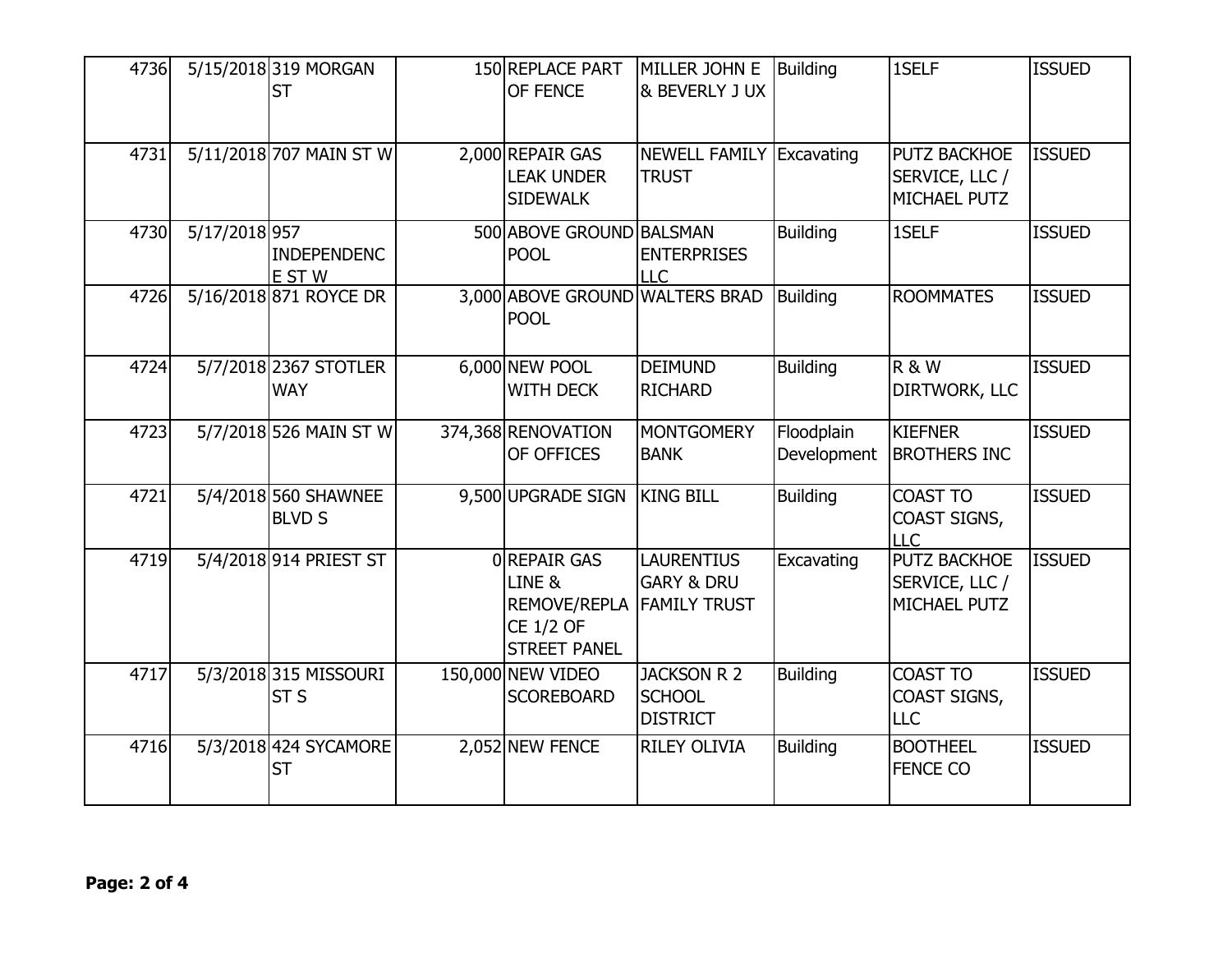| | | | | | | | | |
|---|---|---|---|---|---|---|---|---|
| 4736 | 5/15/2018 | 319 MORGAN ST | 150 | REPLACE PART OF FENCE | MILLER JOHN E & BEVERLY J UX | Building | 1SELF | ISSUED |
| 4731 | 5/11/2018 | 707 MAIN ST W | 2,000 | REPAIR GAS LEAK UNDER SIDEWALK | NEWELL FAMILY TRUST | Excavating | PUTZ BACKHOE SERVICE, LLC / MICHAEL PUTZ | ISSUED |
| 4730 | 5/17/2018 | 957 INDEPENDENCE ST W | 500 | ABOVE GROUND POOL | BALSMAN ENTERPRISES LLC | Building | 1SELF | ISSUED |
| 4726 | 5/16/2018 | 871 ROYCE DR | 3,000 | ABOVE GROUND POOL | WALTERS BRAD | Building | ROOMMATES | ISSUED |
| 4724 | 5/7/2018 | 2367 STOTLER WAY | 6,000 | NEW POOL WITH DECK | DEIMUND RICHARD | Building | R & W DIRTWORK, LLC | ISSUED |
| 4723 | 5/7/2018 | 526 MAIN ST W | 374,368 | RENOVATION OF OFFICES | MONTGOMERY BANK | Floodplain Development | KIEFNER BROTHERS INC | ISSUED |
| 4721 | 5/4/2018 | 560 SHAWNEE BLVD S | 9,500 | UPGRADE SIGN | KING BILL | Building | COAST TO COAST SIGNS, LLC | ISSUED |
| 4719 | 5/4/2018 | 914 PRIEST ST | 0 | REPAIR GAS LINE & REMOVE/REPLACE 1/2 OF STREET PANEL | LAURENTIUS GARY & DRU FAMILY TRUST | Excavating | PUTZ BACKHOE SERVICE, LLC / MICHAEL PUTZ | ISSUED |
| 4717 | 5/3/2018 | 315 MISSOURI ST S | 150,000 | NEW VIDEO SCOREBOARD | JACKSON R 2 SCHOOL DISTRICT | Building | COAST TO COAST SIGNS, LLC | ISSUED |
| 4716 | 5/3/2018 | 424 SYCAMORE ST | 2,052 | NEW FENCE | RILEY OLIVIA | Building | BOOTHEEL FENCE CO | ISSUED |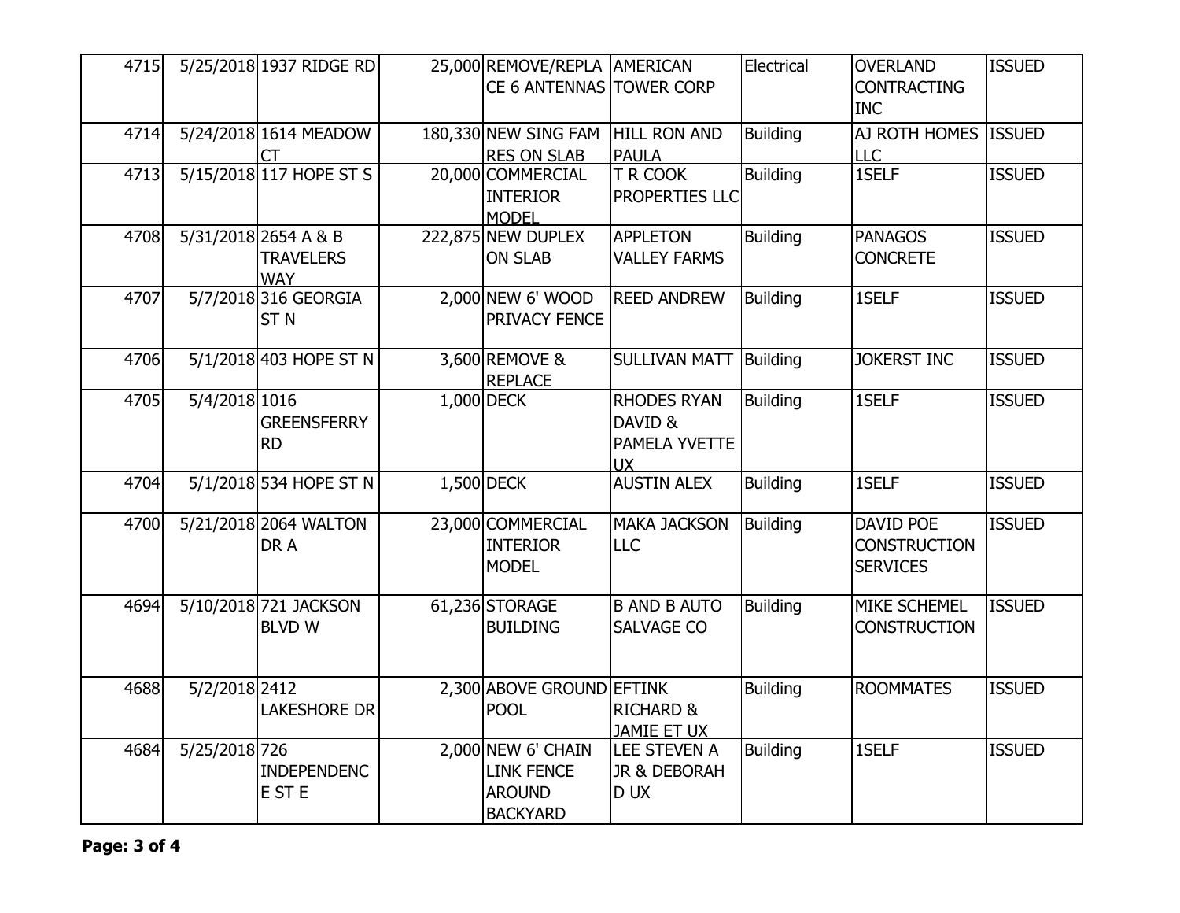| | | | | | | | | |
|---|---|---|---|---|---|---|---|---|
| 4715 | 5/25/2018 | 1937 RIDGE RD | 25,000 | REMOVE/REPLACE 6 ANTENNAS | AMERICAN TOWER CORP | Electrical | OVERLAND CONTRACTING INC | ISSUED |
| 4714 | 5/24/2018 | 1614 MEADOW CT | 180,330 | NEW SING FAM RES ON SLAB | HILL RON AND PAULA | Building | AJ ROTH HOMES LLC | ISSUED |
| 4713 | 5/15/2018 | 117 HOPE ST S | 20,000 | COMMERCIAL INTERIOR MODEL | T R COOK PROPERTIES LLC | Building | 1SELF | ISSUED |
| 4708 | 5/31/2018 | 2654 A & B TRAVELERS WAY | 222,875 | NEW DUPLEX ON SLAB | APPLETON VALLEY FARMS | Building | PANAGOS CONCRETE | ISSUED |
| 4707 | 5/7/2018 | 316 GEORGIA ST N | 2,000 | NEW 6' WOOD PRIVACY FENCE | REED ANDREW | Building | 1SELF | ISSUED |
| 4706 | 5/1/2018 | 403 HOPE ST N | 3,600 | REMOVE & REPLACE | SULLIVAN MATT | Building | JOKERST INC | ISSUED |
| 4705 | 5/4/2018 | 1016 GREENSFERRY RD | 1,000 | DECK | RHODES RYAN DAVID & PAMELA YVETTE UX | Building | 1SELF | ISSUED |
| 4704 | 5/1/2018 | 534 HOPE ST N | 1,500 | DECK | AUSTIN ALEX | Building | 1SELF | ISSUED |
| 4700 | 5/21/2018 | 2064 WALTON DR A | 23,000 | COMMERCIAL INTERIOR MODEL | MAKA JACKSON LLC | Building | DAVID POE CONSTRUCTION SERVICES | ISSUED |
| 4694 | 5/10/2018 | 721 JACKSON BLVD W | 61,236 | STORAGE BUILDING | B AND B AUTO SALVAGE CO | Building | MIKE SCHEMEL CONSTRUCTION | ISSUED |
| 4688 | 5/2/2018 | 2412 LAKESHORE DR | 2,300 | ABOVE GROUND POOL | EFTINK RICHARD & JAMIE ET UX | Building | ROOMMATES | ISSUED |
| 4684 | 5/25/2018 | 726 INDEPENDENCE ST E | 2,000 | NEW 6' CHAIN LINK FENCE AROUND BACKYARD | LEE STEVEN A JR & DEBORAH D UX | Building | 1SELF | ISSUED |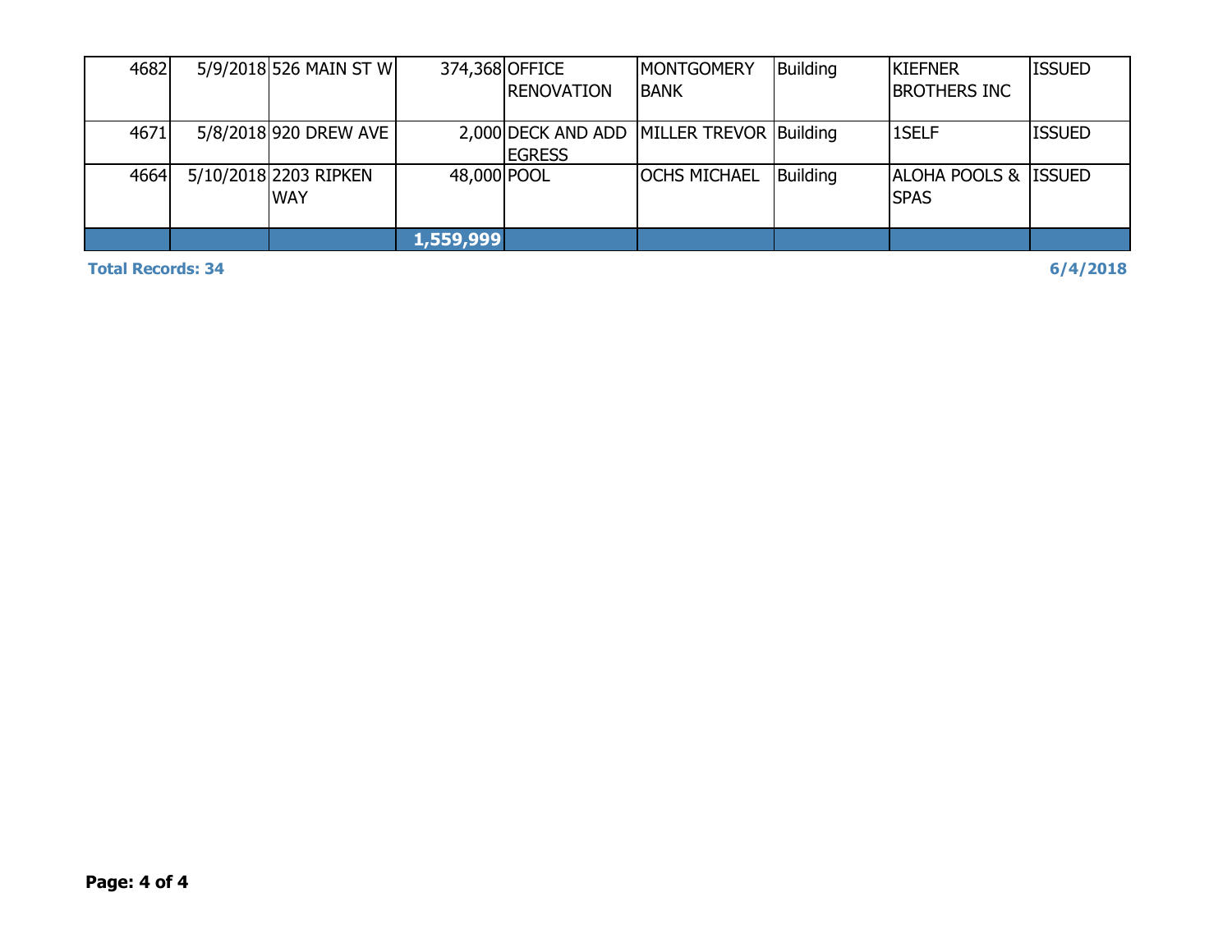| | | | | | | | | |
|---|---|---|---|---|---|---|---|---|
| 4682 | 5/9/2018 | 526 MAIN ST W | 374,368 | OFFICE RENOVATION | MONTGOMERY BANK | Building | KIEFNER BROTHERS INC | ISSUED |
| 4671 | 5/8/2018 | 920 DREW AVE | 2,000 | DECK AND ADD EGRESS | MILLER TREVOR | Building | 1SELF | ISSUED |
| 4664 | 5/10/2018 | 2203 RIPKEN WAY | 48,000 | POOL | OCHS MICHAEL | Building | ALOHA POOLS & SPAS | ISSUED |
| | | | **1,559,999** | | | | | |

**Total Records: 34**

**6/4/2018**